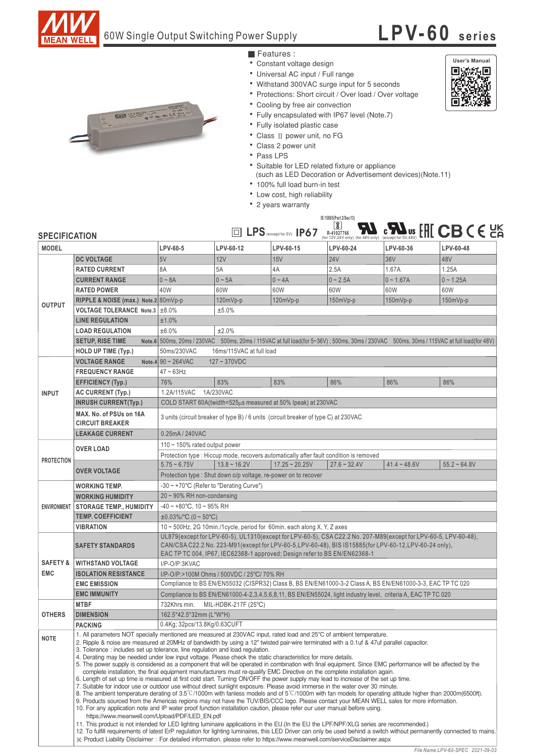# 60W Single Output Switching Power Supply

## LPV-60 series

■ Features :

- Constant voltage design
- Universal AC input / Full range
- Withstand 300VAC surge input for 5 seconds
- Protections: Short circuit / Over load / Over voltage
- Cooling by free air convection
- Fully encapsulated with IP67 level (Note.7)
- Fully isolated plastic case
- Class Ⅱ power unit, no FG
- Class 2 power unit
- Pass LPS
- Suitable for LED related fixture or appliance (such as LED Decoration or Advertisement devices)(Note.11)
- 100% full load burn-in test
- Low cost, high reliability
- 2 years warranty

User's Manual

LPS (except for 5V) IP67 IS 15885(Part 2/Sec13) R-41027766 (for 12V,24V only) (for 48V only) (except for 5V,48V)

## SPECIFICATION

| MODEL | | LPV-60-5 | LPV-60-12 | LPV-60-15 | LPV-60-24 | LPV-60-36 | LPV-60-48 |
|---|---|---|---|---|---|---|---|
| OUTPUT | DC VOLTAGE | 5V | 12V | 15V | 24V | 36V | 48V |
| | RATED CURRENT | 8A | 5A | 4A | 2.5A | 1.67A | 1.25A |
| | CURRENT RANGE | 0 ~ 8A | 0 ~ 5A | 0 ~ 4A | 0 ~ 2.5A | 0 ~ 1.67A | 0 ~ 1.25A |
| | RATED POWER | 40W | 60W | 60W | 60W | 60W | 60W |
| | RIPPLE & NOISE (max.) Note.2 | 80mVp-p | 120mVp-p | 120mVp-p | 150mVp-p | 150mVp-p | 150mVp-p |
| | VOLTAGE TOLERANCE Note.3 | ±8.0% | ±5.0% | | | | |
| | LINE REGULATION | ±1.0% | | | | | |
| | LOAD REGULATION | ±6.0% | ±2.0% | | | | |
| | SETUP, RISE TIME Note.6 | 500ms, 20ms / 230VAC 500ms, 20ms / 115VAC at full load(for 5~36V) ; 500ms, 30ms / 230VAC 500ms, 30ms / 115VAC at full load(for 48V) | | | | | |
| | HOLD UP TIME (Typ.) | 50ms/230VAC 16ms/115VAC at full load | | | | | |
| INPUT | VOLTAGE RANGE Note.4 | 90 ~ 264VAC 127 ~ 370VDC | | | | | |
| | FREQUENCY RANGE | 47 ~ 63Hz | | | | | |
| | EFFICIENCY (Typ.) | 76% | 83% | 83% | 86% | 86% | 86% |
| | AC CURRENT (Typ.) | 1.2A/115VAC 1A/230VAC | | | | | |
| | INRUSH CURRENT(Typ.) | COLD START 60A(twidth=525μs measured at 50% Ipeak) at 230VAC | | | | | |
| | MAX. No. of PSUs on 16A CIRCUIT BREAKER | 3 units (circuit breaker of type B) / 6 units (circuit breaker of type C) at 230VAC | | | | | |
| | LEAKAGE CURRENT | 0.25mA / 240VAC | | | | | |
| PROTECTION | OVER LOAD | 110 ~ 150% rated output power | | | | | |
| | | Protection type : Hiccup mode, recovers automatically after fault condition is removed | | | | | |
| | OVER VOLTAGE | 5.75 ~ 6.75V | 13.8 ~ 16.2V | 17.25 ~ 20.25V | 27.6 ~ 32.4V | 41.4 ~ 48.6V | 55.2 ~ 64.8V |
| | | Protection type : Shut down o/p voltage, re-power on to recover | | | | | |
| ENVIRONMENT | WORKING TEMP. | -30 ~ +70℃ (Refer to "Derating Curve") | | | | | |
| | WORKING HUMIDITY | 20 ~ 90% RH non-condensing | | | | | |
| | STORAGE TEMP., HUMIDITY | -40 ~ +80℃, 10 ~ 95% RH | | | | | |
| | TEMP. COEFFICIENT | ±0.03%/℃ (0 ~ 50℃) | | | | | |
| | VIBRATION | 10 ~ 500Hz, 2G 10min./1cycle, period for 60min. each along X, Y, Z axes | | | | | |
| SAFETY & EMC | SAFETY STANDARDS | UL879(except for LPV-60-5), UL1310(except for LPV-60-5), CSA C22.2 No. 207-M89(except for LPV-60-5, LPV-60-48), CAN/CSA C22.2 No. 223-M91(except for LPV-60-5,LPV-60-48), BIS IS15885(for LPV-60-12,LPV-60-24 only), EAC TP TC 004, IP67, IEC62368-1 approved; Design refer to BS EN/EN62368-1 | | | | | |
| | WITHSTAND VOLTAGE | I/P-O/P:3KVAC | | | | | |
| | ISOLATION RESISTANCE | I/P-O/P:>100M Ohms / 500VDC / 25℃/ 70% RH | | | | | |
| | EMC EMISSION | Compliance to BS EN/EN55032 (CISPR32) Class B, BS EN/EN61000-3-2 Class A, BS EN/EN61000-3-3, EAC TP TC 020 | | | | | |
| | EMC IMMUNITY | Compliance to BS EN/EN61000-4-2,3,4,5,6,8,11, BS EN/EN55024, light industry level, criteria A, EAC TP TC 020 | | | | | |
| OTHERS | MTBF | 732Khrs min. MIL-HDBK-217F (25℃) | | | | | |
| | DIMENSION | 162.5*42.5*32mm (L*W*H) | | | | | |
| | PACKING | 0.4Kg; 32pcs/13.8Kg/0.63CUFT | | | | | |

**NOTE**

1. All parameters NOT specially mentioned are measured at 230VAC input, rated load and 25℃ of ambient temperature.
2. Ripple & noise are measured at 20MHz of bandwidth by using a 12" twisted pair-wire terminated with a 0.1uf & 47uf parallel capacitor.
3. Tolerance : includes set up tolerance, line regulation and load regulation.
4. Derating may be needed under low input voltage. Please check the static characteristics for more details.
5. The power supply is considered as a component that will be operated in combination with final equipment. Since EMC performance will be affected by the complete installation, the final equipment manufacturers must re-qualify EMC Directive on the complete installation again.
6. Length of set up time is measured at first cold start. Turning ON/OFF the power supply may lead to increase of the set up time.
7. Suitable for indoor use or outdoor use without direct sunlight exposure. Please avoid immerse in the water over 30 minute.
8. The ambient temperature derating of 3.5℃/1000m with fanless models and of 5℃/1000m with fan models for operating altitude higher than 2000m(6500ft).
9. Products sourced from the Americas regions may not have the TUV/BIS/CCC logo. Please contact your MEAN WELL sales for more information.
10. For any application note and IP water proof function installation caution, please refer our user manual before using. https://www.meanwell.com/Upload/PDF/LED_EN.pdf
11. This product is not intended for LED lighting luminaire applications in the EU.(In the EU the LPF/NPF/XLG series are recommended.)
12. To fulfill requirements of latest ErP regulation for lighting luminaires, this LED Driver can only be used behind a switch without permanently connected to mains.

※ Product Liability Disclaimer : For detailed information, please refer to https://www.meanwell.com/serviceDisclaimer.aspx

File Name:LPV-60-SPEC 2021-09-03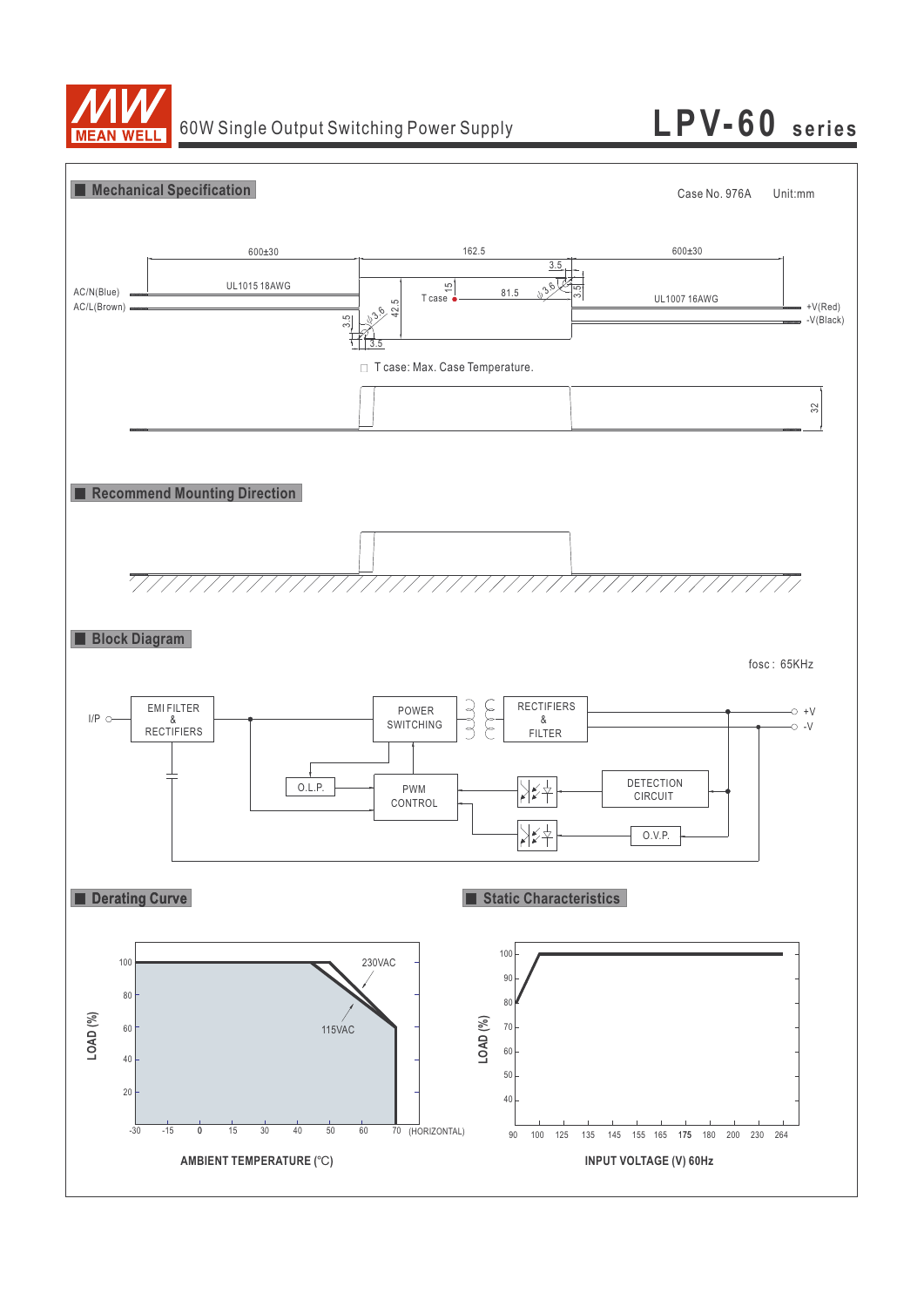60W Single Output Switching Power Supply

# LPV-60 series

## Mechanical Specification

Case No. 976A Unit:mm

600±30

162.5

600±30

3.5

AC/N(Blue)

AC/L(Brown)

UL1015 18AWG

15

T case

81.5

ø3.6

3.5

UL1007 16AWG

+V(Red)

-V(Black)

3.5

ø3.6

42.5

3.5

□ T case: Max. Case Temperature.

32

## Recommend Mounting Direction

## Block Diagram

fosc : 65KHz

I/P

EMI FILTER & RECTIFIERS

POWER SWITCHING

RECTIFIERS & FILTER

+V

-V

O.L.P.

PWM CONTROL

DETECTION CIRCUIT

O.V.P.

## Derating Curve

LOAD (%)

100

80

60

40

20

230VAC

115VAC

-30 -15 0 15 30 40 50 60 70 (HORIZONTAL)

AMBIENT TEMPERATURE (℃)

## Static Characteristics

LOAD (%)

100

90

80

70

60

50

40

90 100 125 135 145 155 165 175 180 200 230 264

INPUT VOLTAGE (V) 60Hz